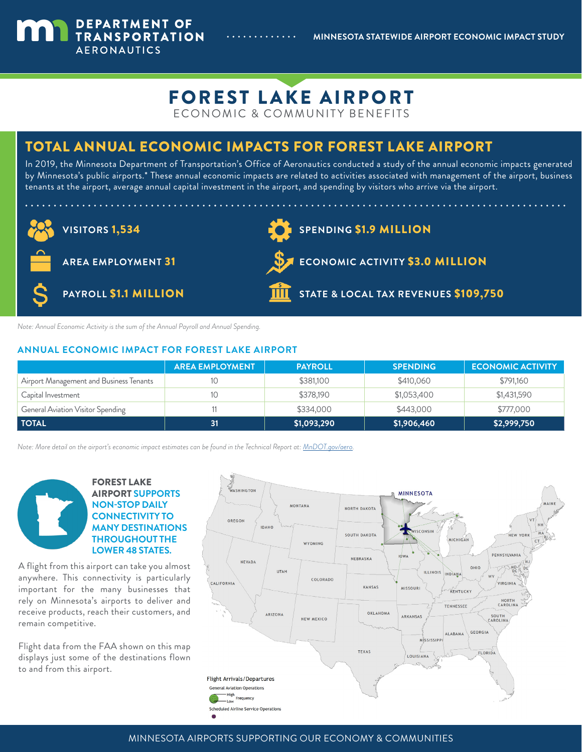DEPARTMENT OF TRANSPORTATION AERONAUTICS

MINNESOTA STATEWIDE AIRPORT ECONOMIC IMPACT STUDY

# FOREST LAKE AIRPORT

ECONOMIC & COMMUNITY BENEFITS

## TOTAL ANNUAL ECONOMIC IMPACTS FOR FOREST LAKE AIRPORT

In 2019, the Minnesota Department of Transportation's Office of Aeronautics conducted a study of the annual economic impacts generated by Minnesota's public airports.* These annual economic impacts are related to activities associated with management of the airport, business tenants at the airport, average annual capital investment in the airport, and spending by visitors who arrive via the airport.

**VISITORS 1,534**

**AREA EMPLOYMENT 31**

**PAYROLL $1.1 MILLION**

**SPENDING $1.9 MILLION**

**ECONOMIC ACTIVITY $3.0 MILLION**

**STATE & LOCAL TAX REVENUES $109,750**

*Note: Annual Economic Activity is the sum of the Annual Payroll and Annual Spending.*

### ANNUAL ECONOMIC IMPACT FOR FOREST LAKE AIRPORT

| | AREA EMPLOYMENT | PAYROLL | SPENDING | ECONOMIC ACTIVITY |
|---|---|---|---|---|
| Airport Management and Business Tenants | 10 | $381,100 | $410,060 | $791,160 |
| Capital Investment | 10 | $378,190 | $1,053,400 | $1,431,590 |
| General Aviation Visitor Spending | 11 | $334,000 | $443,000 | $777,000 |
| **TOTAL** | **31** | **$1,093,290** | **$1,906,460** | **$2,999,750** |

*Note: More detail on the airport's economic impact estimates can be found in the Technical Report at: MnDOT.gov/aero.*

**FOREST LAKE AIRPORT SUPPORTS NON-STOP DAILY CONNECTIVITY TO MANY DESTINATIONS THROUGHOUT THE LOWER 48 STATES.**

A flight from this airport can take you almost anywhere. This connectivity is particularly important for the many businesses that rely on Minnesota's airports to deliver and receive products, reach their customers, and remain competitive.

Flight data from the FAA shown on this map displays just some of the destinations flown to and from this airport.

Flight Arrivals/Departures

General Aviation Operations — High / Low Frequency

Scheduled Airline Service Operations

MINNESOTA AIRPORTS SUPPORTING OUR ECONOMY & COMMUNITIES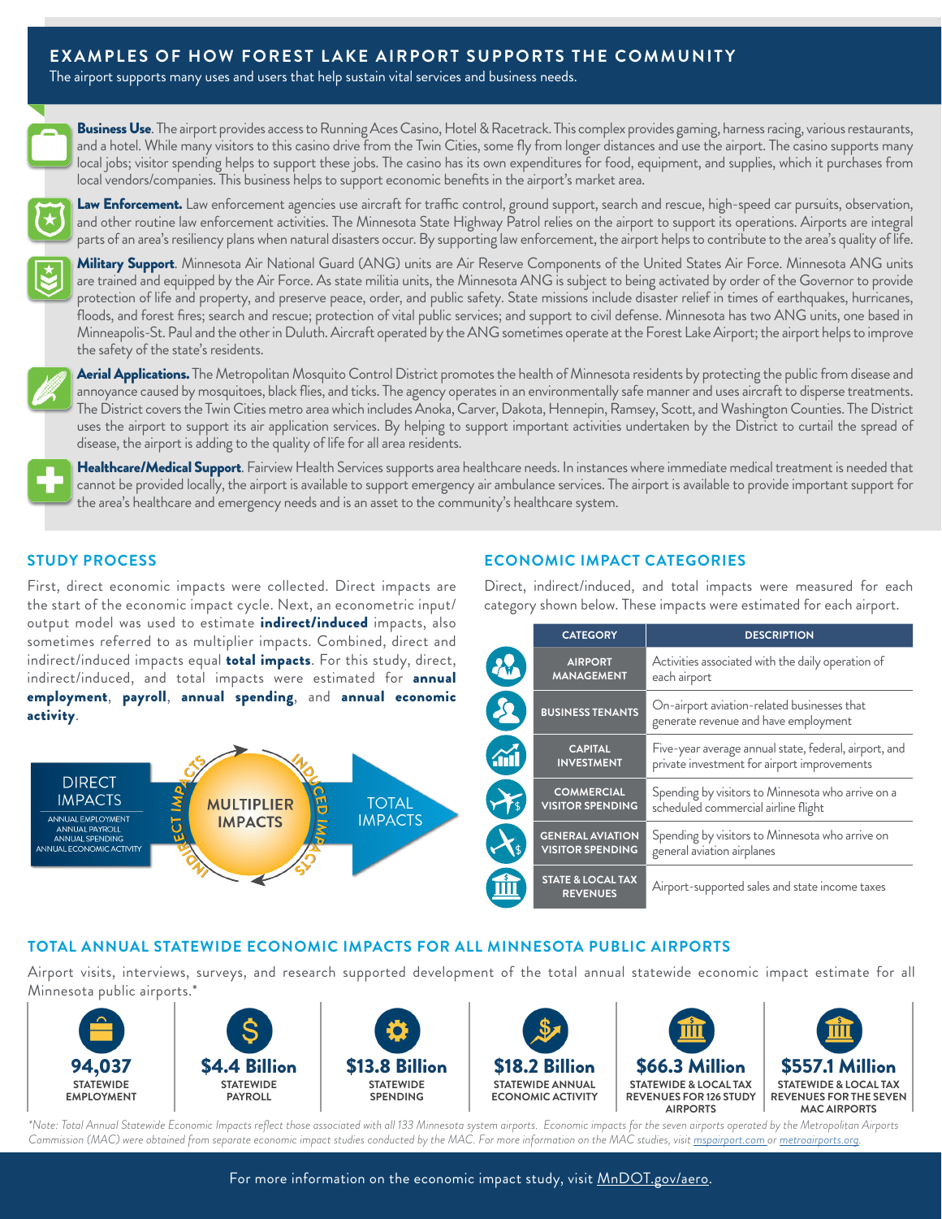## EXAMPLES OF HOW FOREST LAKE AIRPORT SUPPORTS THE COMMUNITY

The airport supports many uses and users that help sustain vital services and business needs.

**Business Use**. The airport provides access to Running Aces Casino, Hotel & Racetrack. This complex provides gaming, harness racing, various restaurants, and a hotel. While many visitors to this casino drive from the Twin Cities, some fly from longer distances and use the airport. The casino supports many local jobs; visitor spending helps to support these jobs. The casino has its own expenditures for food, equipment, and supplies, which it purchases from local vendors/companies. This business helps to support economic benefits in the airport's market area.

**Law Enforcement.** Law enforcement agencies use aircraft for traffic control, ground support, search and rescue, high-speed car pursuits, observation, and other routine law enforcement activities. The Minnesota State Highway Patrol relies on the airport to support its operations. Airports are integral parts of an area's resiliency plans when natural disasters occur. By supporting law enforcement, the airport helps to contribute to the area's quality of life.

**Military Support**. Minnesota Air National Guard (ANG) units are Air Reserve Components of the United States Air Force. Minnesota ANG units are trained and equipped by the Air Force. As state militia units, the Minnesota ANG is subject to being activated by order of the Governor to provide protection of life and property, and preserve peace, order, and public safety. State missions include disaster relief in times of earthquakes, hurricanes, floods, and forest fires; search and rescue; protection of vital public services; and support to civil defense. Minnesota has two ANG units, one based in Minneapolis-St. Paul and the other in Duluth. Aircraft operated by the ANG sometimes operate at the Forest Lake Airport; the airport helps to improve the safety of the state's residents.

**Aerial Applications.** The Metropolitan Mosquito Control District promotes the health of Minnesota residents by protecting the public from disease and annoyance caused by mosquitoes, black flies, and ticks. The agency operates in an environmentally safe manner and uses aircraft to disperse treatments. The District covers the Twin Cities metro area which includes Anoka, Carver, Dakota, Hennepin, Ramsey, Scott, and Washington Counties. The District uses the airport to support its air application services. By helping to support important activities undertaken by the District to curtail the spread of disease, the airport is adding to the quality of life for all area residents.

**Healthcare/Medical Support**. Fairview Health Services supports area healthcare needs. In instances where immediate medical treatment is needed that cannot be provided locally, the airport is available to support emergency air ambulance services. The airport is available to provide important support for the area's healthcare and emergency needs and is an asset to the community's healthcare system.

## STUDY PROCESS

First, direct economic impacts were collected. Direct impacts are the start of the economic impact cycle. Next, an econometric input/output model was used to estimate **indirect/induced** impacts, also sometimes referred to as multiplier impacts. Combined, direct and indirect/induced impacts equal **total impacts**. For this study, direct, indirect/induced, and total impacts were estimated for **annual employment**, **payroll**, **annual spending**, and **annual economic activity**.

DIRECT IMPACTS
ANNUAL EMPLOYMENT
ANNUAL PAYROLL
ANNUAL SPENDING
ANNUAL ECONOMIC ACTIVITY

INDIRECT IMPACTS
MULTIPLIER IMPACTS
INDUCED IMPACTS

TOTAL IMPACTS

## ECONOMIC IMPACT CATEGORIES

Direct, indirect/induced, and total impacts were measured for each category shown below. These impacts were estimated for each airport.

| CATEGORY | DESCRIPTION |
|---|---|
| AIRPORT MANAGEMENT | Activities associated with the daily operation of each airport |
| BUSINESS TENANTS | On-airport aviation-related businesses that generate revenue and have employment |
| CAPITAL INVESTMENT | Five-year average annual state, federal, airport, and private investment for airport improvements |
| COMMERCIAL VISITOR SPENDING | Spending by visitors to Minnesota who arrive on a scheduled commercial airline flight |
| GENERAL AVIATION VISITOR SPENDING | Spending by visitors to Minnesota who arrive on general aviation airplanes |
| STATE & LOCAL TAX REVENUES | Airport-supported sales and state income taxes |

## TOTAL ANNUAL STATEWIDE ECONOMIC IMPACTS FOR ALL MINNESOTA PUBLIC AIRPORTS

Airport visits, interviews, surveys, and research supported development of the total annual statewide economic impact estimate for all Minnesota public airports.*

| 94,037 | $4.4 Billion | $13.8 Billion | $18.2 Billion | $66.3 Million | $557.1 Million |
|---|---|---|---|---|---|
| STATEWIDE EMPLOYMENT | STATEWIDE PAYROLL | STATEWIDE SPENDING | STATEWIDE ANNUAL ECONOMIC ACTIVITY | STATEWIDE & LOCAL TAX REVENUES FOR 126 STUDY AIRPORTS | STATEWIDE & LOCAL TAX REVENUES FOR THE SEVEN MAC AIRPORTS |

*Note: Total Annual Statewide Economic Impacts reflect those associated with all 133 Minnesota system airports. Economic impacts for the seven airports operated by the Metropolitan Airports Commission (MAC) were obtained from separate economic impact studies conducted by the MAC. For more information on the MAC studies, visit mspairport.com or metroairports.org.*

For more information on the economic impact study, visit MnDOT.gov/aero.